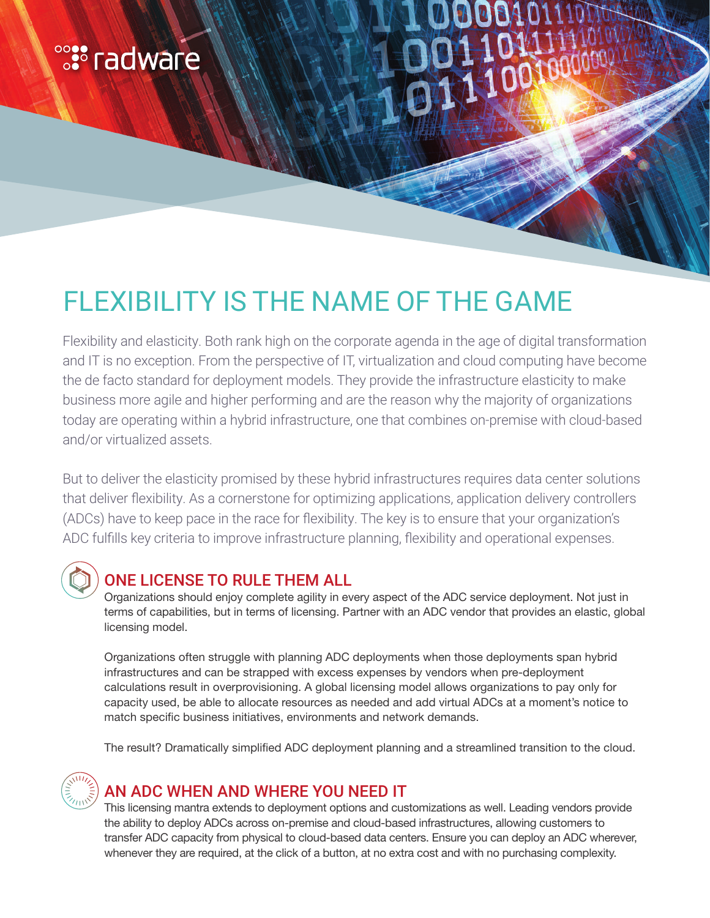radware

# FLEXIBILITY IS THE NAME OF THE GAME

Flexibility and elasticity. Both rank high on the corporate agenda in the age of digital transformation and IT is no exception. From the perspective of IT, virtualization and cloud computing have become the de facto standard for deployment models. They provide the infrastructure elasticity to make business more agile and higher performing and are the reason why the majority of organizations today are operating within a hybrid infrastructure, one that combines on-premise with cloud-based and/or virtualized assets.

But to deliver the elasticity promised by these hybrid infrastructures requires data center solutions that deliver flexibility. As a cornerstone for optimizing applications, application delivery controllers (ADCs) have to keep pace in the race for flexibility. The key is to ensure that your organization's ADC fulfills key criteria to improve infrastructure planning, flexibility and operational expenses.

## ONE LICENSE TO RULE THEM ALL

Organizations should enjoy complete agility in every aspect of the ADC service deployment. Not just in terms of capabilities, but in terms of licensing. Partner with an ADC vendor that provides an elastic, global licensing model.

Organizations often struggle with planning ADC deployments when those deployments span hybrid infrastructures and can be strapped with excess expenses by vendors when pre-deployment calculations result in overprovisioning. A global licensing model allows organizations to pay only for capacity used, be able to allocate resources as needed and add virtual ADCs at a moment's notice to match specific business initiatives, environments and network demands.

The result? Dramatically simplified ADC deployment planning and a streamlined transition to the cloud.

## AN ADC WHEN AND WHERE YOU NEED IT

This licensing mantra extends to deployment options and customizations as well. Leading vendors provide the ability to deploy ADCs across on-premise and cloud-based infrastructures, allowing customers to transfer ADC capacity from physical to cloud-based data centers. Ensure you can deploy an ADC wherever, whenever they are required, at the click of a button, at no extra cost and with no purchasing complexity.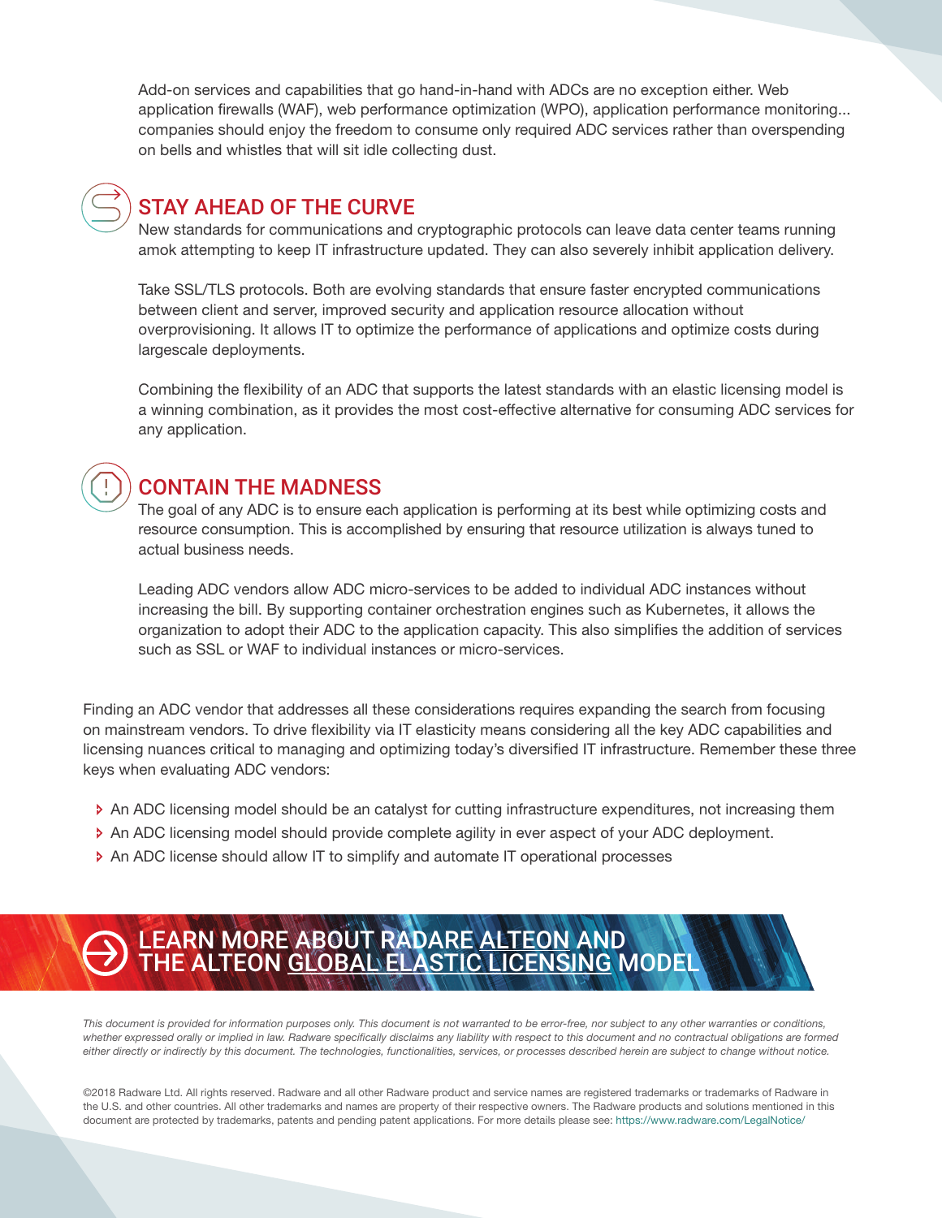Add-on services and capabilities that go hand-in-hand with ADCs are no exception either. Web application firewalls (WAF), web performance optimization (WPO), application performance monitoring... companies should enjoy the freedom to consume only required ADC services rather than overspending on bells and whistles that will sit idle collecting dust.

## STAY AHEAD OF THE CURVE

New standards for communications and cryptographic protocols can leave data center teams running amok attempting to keep IT infrastructure updated. They can also severely inhibit application delivery.

Take SSL/TLS protocols. Both are evolving standards that ensure faster encrypted communications between client and server, improved security and application resource allocation without overprovisioning. It allows IT to optimize the performance of applications and optimize costs during largescale deployments.

Combining the flexibility of an ADC that supports the latest standards with an elastic licensing model is a winning combination, as it provides the most cost-effective alternative for consuming ADC services for any application.

## CONTAIN THE MADNESS

The goal of any ADC is to ensure each application is performing at its best while optimizing costs and resource consumption. This is accomplished by ensuring that resource utilization is always tuned to actual business needs.

Leading ADC vendors allow ADC micro-services to be added to individual ADC instances without increasing the bill. By supporting container orchestration engines such as Kubernetes, it allows the organization to adopt their ADC to the application capacity. This also simplifies the addition of services such as SSL or WAF to individual instances or micro-services.

Finding an ADC vendor that addresses all these considerations requires expanding the search from focusing on mainstream vendors. To drive flexibility via IT elasticity means considering all the key ADC capabilities and licensing nuances critical to managing and optimizing today's diversified IT infrastructure. Remember these three keys when evaluating ADC vendors:

- An ADC licensing model should be an catalyst for cutting infrastructure expenditures, not increasing them
- An ADC licensing model should provide complete agility in ever aspect of your ADC deployment.
- An ADC license should allow IT to simplify and automate IT operational processes

## LEARN MORE ABOUT RADARE ALTEON AND THE ALTEON GLOBAL ELASTIC LICENSING MODEL

*This document is provided for information purposes only. This document is not warranted to be error-free, nor subject to any other warranties or conditions, whether expressed orally or implied in law. Radware specifically disclaims any liability with respect to this document and no contractual obligations are formed either directly or indirectly by this document. The technologies, functionalities, services, or processes described herein are subject to change without notice.*

©2018 Radware Ltd. All rights reserved. Radware and all other Radware product and service names are registered trademarks or trademarks of Radware in the U.S. and other countries. All other trademarks and names are property of their respective owners. The Radware products and solutions mentioned in this document are protected by trademarks, patents and pending patent applications. For more details please see: https://www.radware.com/LegalNotice/